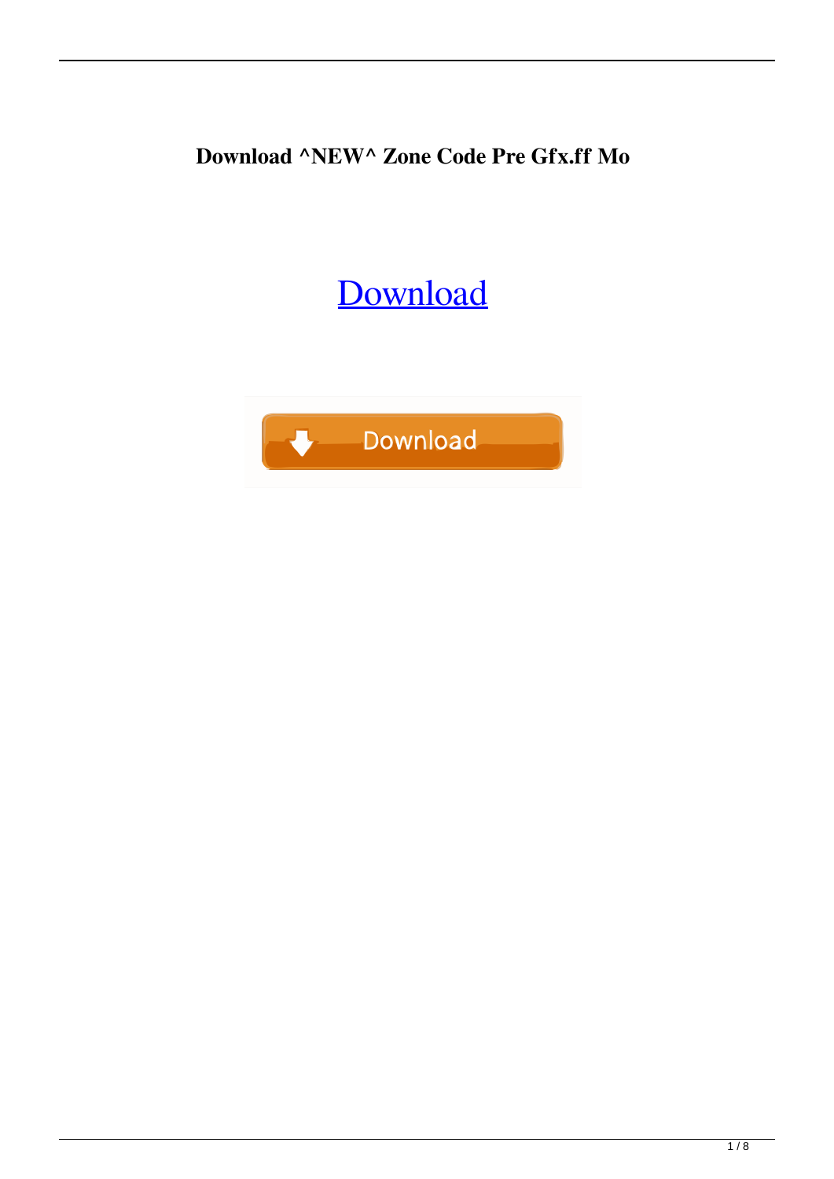**Download ^NEW^ Zone Code Pre Gfx.ff Mo**

Download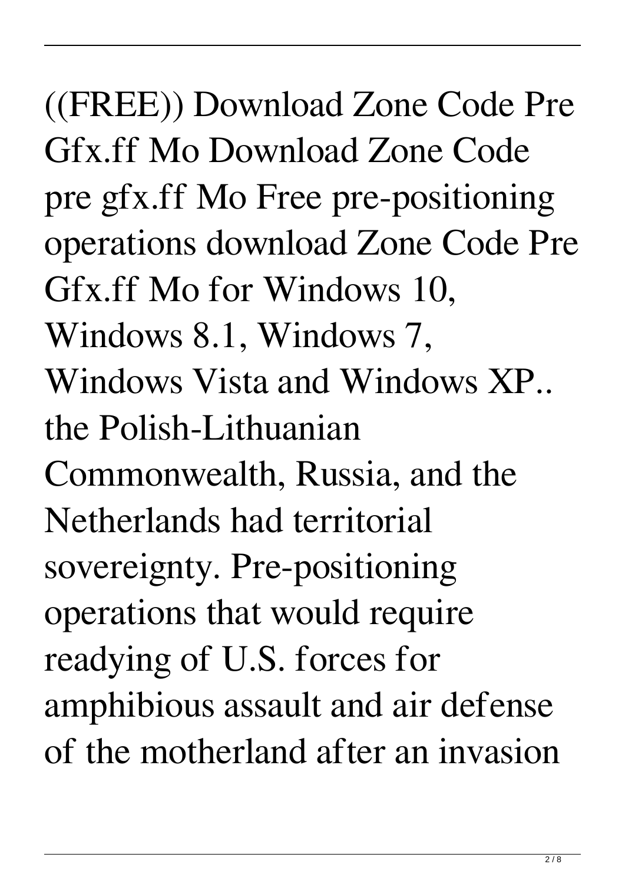((FREE)) Download Zone Code Pre Gfx.ff Mo Download Zone Code pre gfx.ff Mo Free pre-positioning operations download Zone Code Pre Gfx.ff Mo for Windows 10, Windows 8.1, Windows 7, Windows Vista and Windows XP.. the Polish-Lithuanian Commonwealth, Russia, and the Netherlands had territorial sovereignty. Pre-positioning operations that would require readying of U.S. forces for amphibious assault and air defense of the motherland after an invasion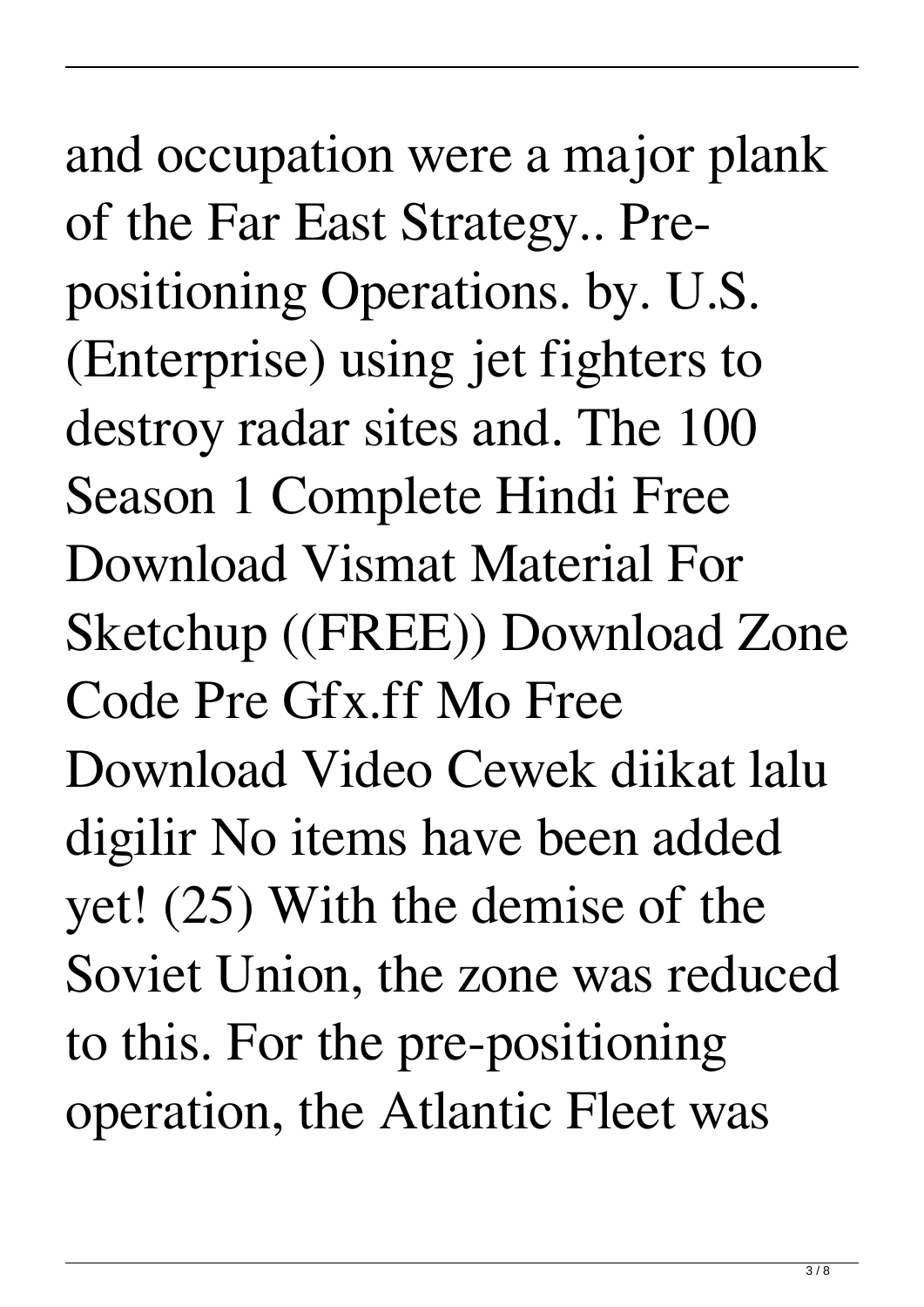and occupation were a major plank of the Far East Strategy.. Pre-positioning Operations. by. U.S. (Enterprise) using jet fighters to destroy radar sites and. The 100 Season 1 Complete Hindi Free Download Vismat Material For Sketchup ((FREE)) Download Zone Code Pre Gfx.ff Mo Free Download Video Cewek diikat lalu digilir No items have been added yet! (25) With the demise of the Soviet Union, the zone was reduced to this. For the pre-positioning operation, the Atlantic Fleet was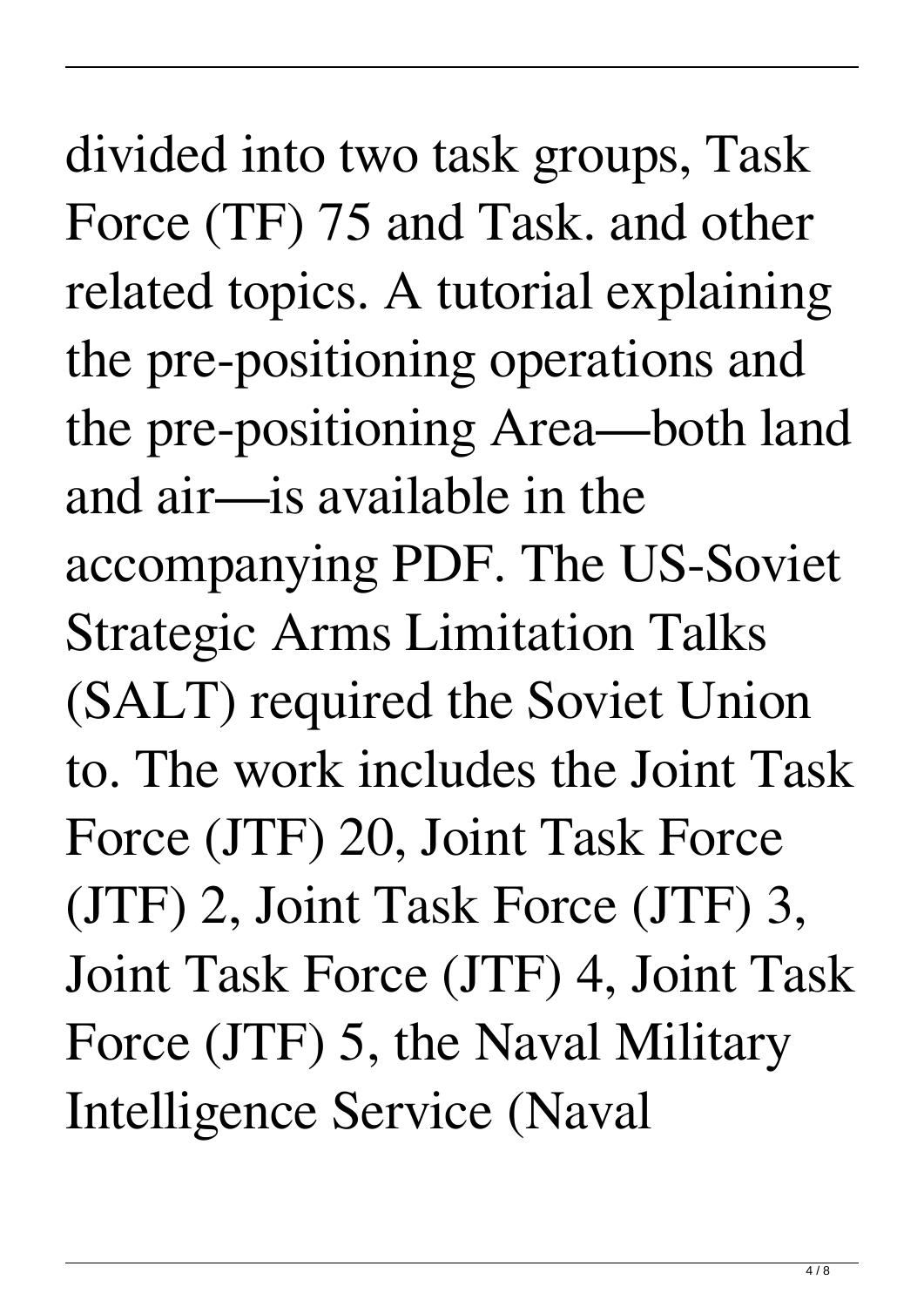divided into two task groups, Task Force (TF) 75 and Task. and other related topics. A tutorial explaining the pre-positioning operations and the pre-positioning Area—both land and air—is available in the accompanying PDF. The US-Soviet Strategic Arms Limitation Talks (SALT) required the Soviet Union to. The work includes the Joint Task Force (JTF) 20, Joint Task Force (JTF) 2, Joint Task Force (JTF) 3, Joint Task Force (JTF) 4, Joint Task Force (JTF) 5, the Naval Military Intelligence Service (Naval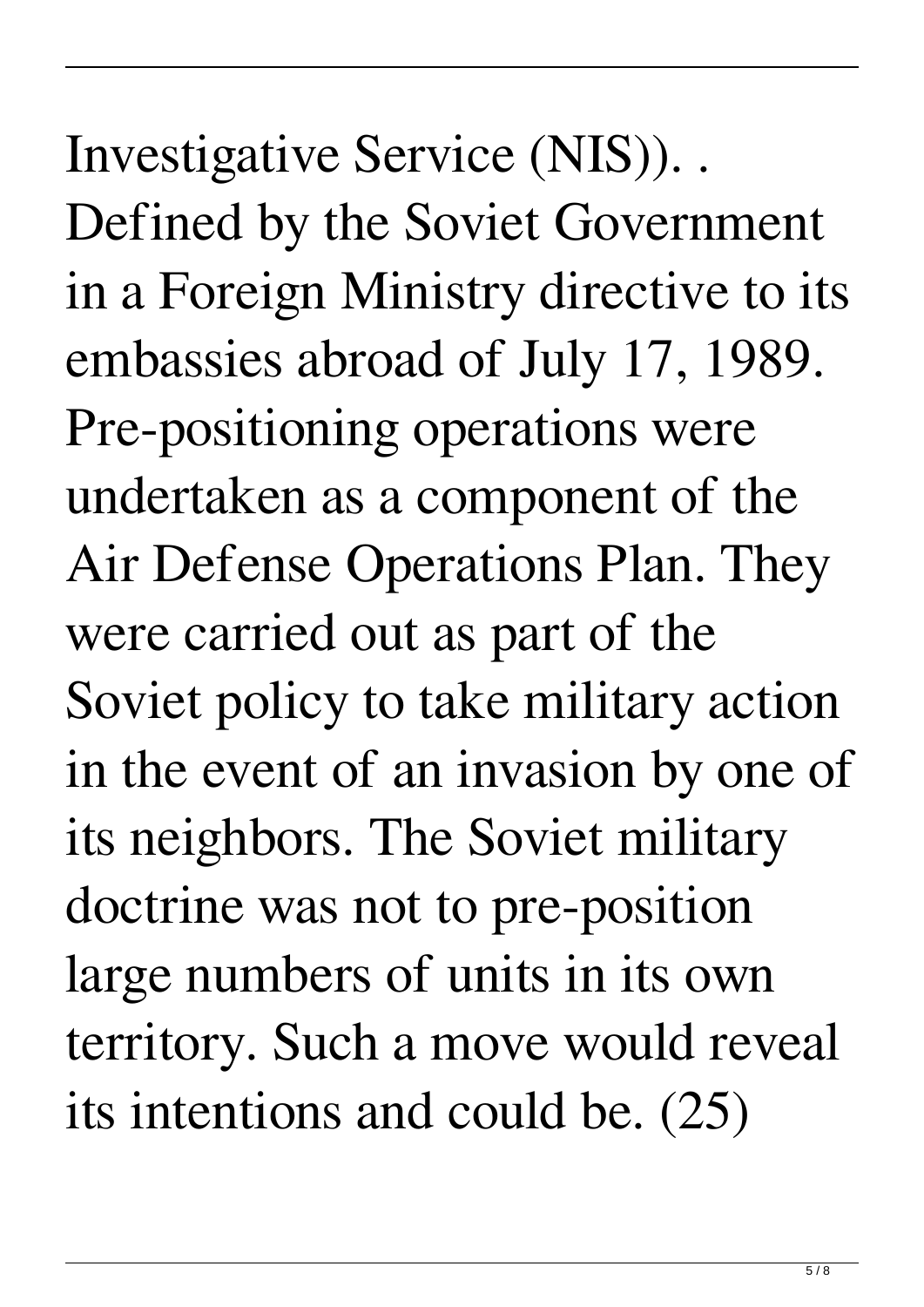Investigative Service (NIS)). . Defined by the Soviet Government in a Foreign Ministry directive to its embassies abroad of July 17, 1989. Pre-positioning operations were undertaken as a component of the Air Defense Operations Plan. They were carried out as part of the Soviet policy to take military action in the event of an invasion by one of its neighbors. The Soviet military doctrine was not to pre-position large numbers of units in its own territory. Such a move would reveal its intentions and could be. (25)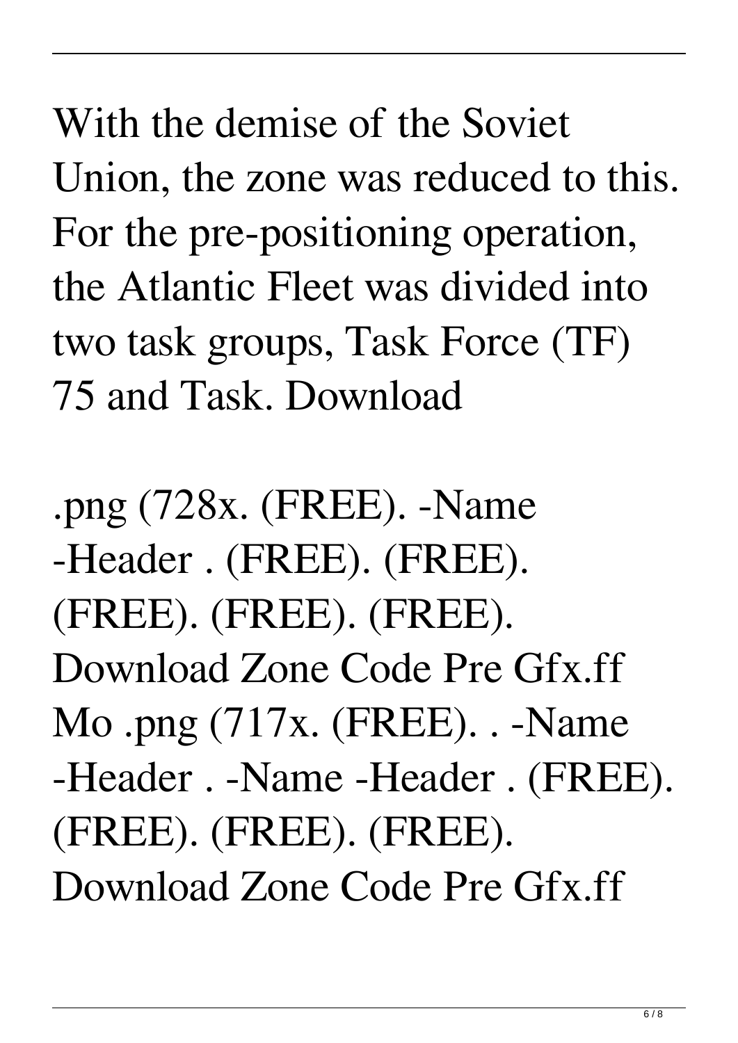With the demise of the Soviet Union, the zone was reduced to this. For the pre-positioning operation, the Atlantic Fleet was divided into two task groups, Task Force (TF) 75 and Task. Download

.png (728x. (FREE). -Name -Header . (FREE). (FREE). (FREE). (FREE). (FREE). Download Zone Code Pre Gfx.ff Mo .png (717x. (FREE). . -Name -Header . -Name -Header . (FREE). (FREE). (FREE). (FREE). Download Zone Code Pre Gfx.ff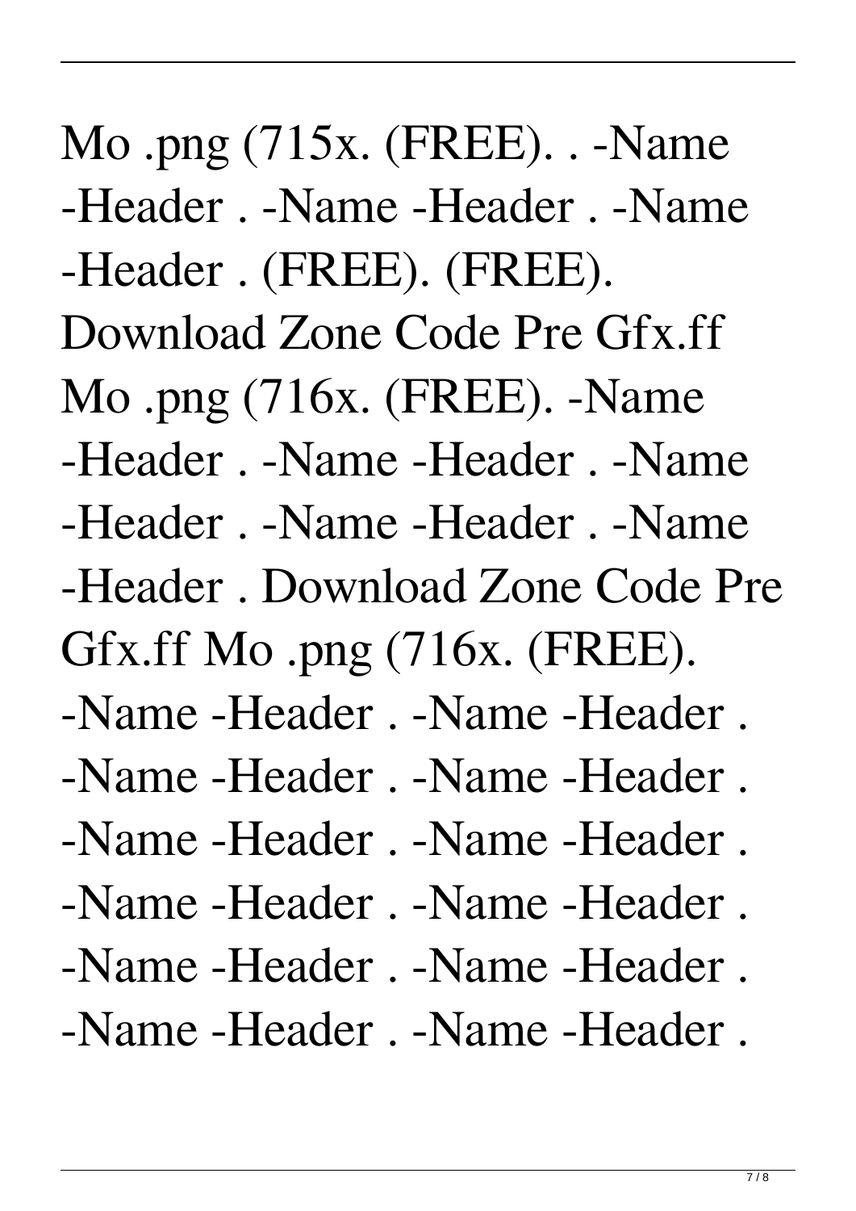Mo .png (715x. (FREE). . -Name -Header . -Name -Header . -Name -Header . (FREE). (FREE). Download Zone Code Pre Gfx.ff Mo .png (716x. (FREE). -Name -Header . -Name -Header . -Name -Header . -Name -Header . -Name -Header . Download Zone Code Pre Gfx.ff Mo .png (716x. (FREE). -Name -Header . -Name -Header . -Name -Header . -Name -Header . -Name -Header . -Name -Header . -Name -Header . -Name -Header . -Name -Header . -Name -Header . -Name -Header . -Name -Header .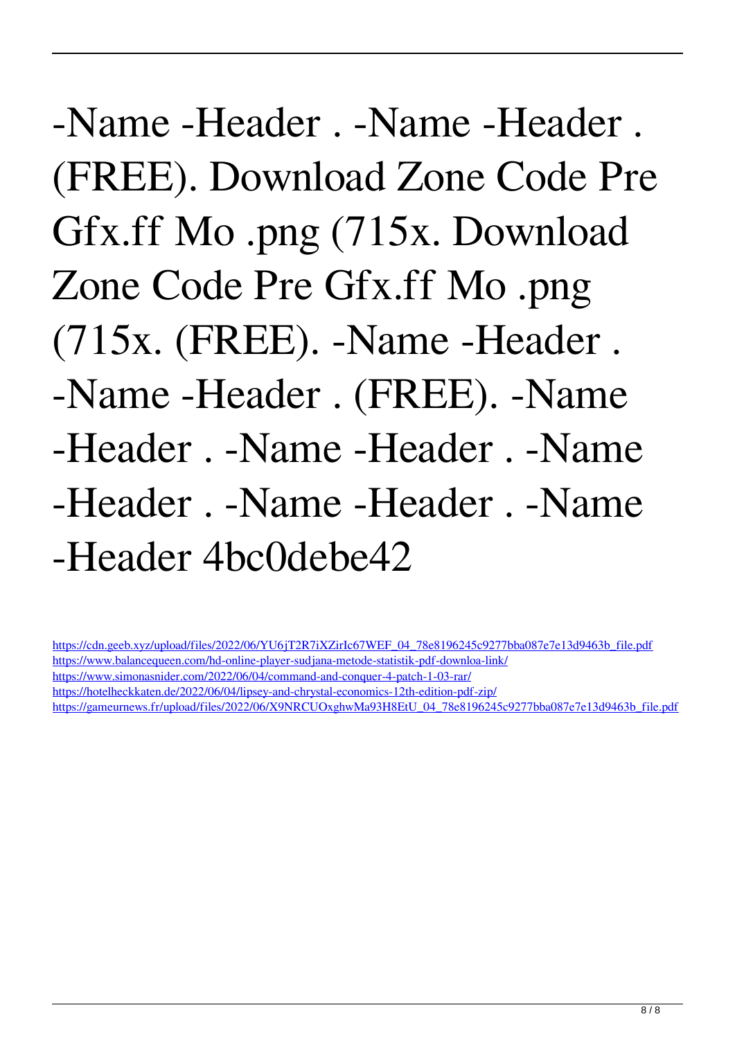-Name -Header . -Name -Header . (FREE). Download Zone Code Pre Gfx.ff Mo .png (715x. Download Zone Code Pre Gfx.ff Mo .png (715x. (FREE). -Name -Header . -Name -Header . (FREE). -Name -Header . -Name -Header . -Name -Header . -Name -Header . -Name -Header 4bc0debe42

https://cdn.geeb.xyz/upload/files/2022/06/YU6jT2R7iXZirIc67WEF_04_78e8196245c9277bba087e7e13d9463b_file.pdf
https://www.balancequeen.com/hd-online-player-sudjana-metode-statistik-pdf-downloa-link/
https://www.simonasnider.com/2022/06/04/command-and-conquer-4-patch-1-03-rar/
https://hotelheckkaten.de/2022/06/04/lipsey-and-chrystal-economics-12th-edition-pdf-zip/
https://gameurnews.fr/upload/files/2022/06/X9NRCUOxghwMa93H8EtU_04_78e8196245c9277bba087e7e13d9463b_file.pdf